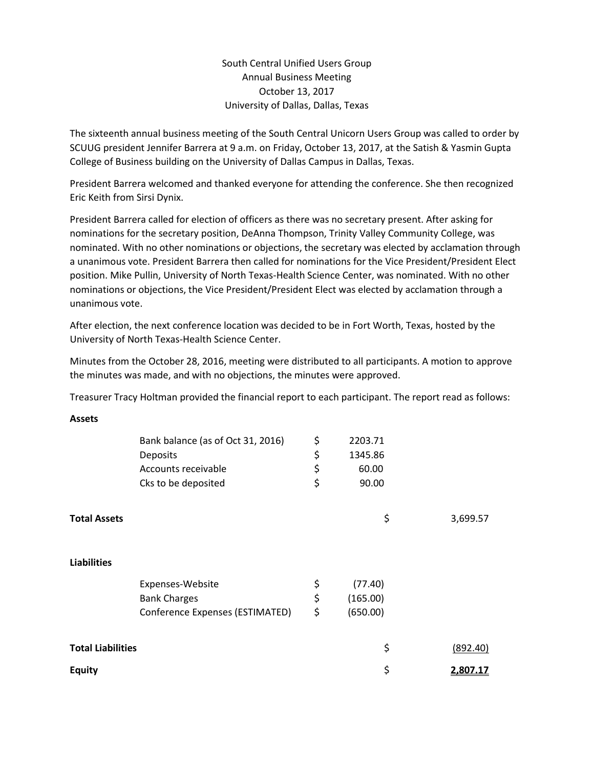South Central Unified Users Group
Annual Business Meeting
October 13, 2017
University of Dallas, Dallas, Texas

The sixteenth annual business meeting of the South Central Unicorn Users Group was called to order by SCUUG president Jennifer Barrera at 9 a.m. on Friday, October 13, 2017, at the Satish & Yasmin Gupta College of Business building on the University of Dallas Campus in Dallas, Texas.

President Barrera welcomed and thanked everyone for attending the conference. She then recognized Eric Keith from Sirsi Dynix.

President Barrera called for election of officers as there was no secretary present. After asking for nominations for the secretary position, DeAnna Thompson, Trinity Valley Community College, was nominated. With no other nominations or objections, the secretary was elected by acclamation through a unanimous vote. President Barrera then called for nominations for the Vice President/President Elect position. Mike Pullin, University of North Texas-Health Science Center, was nominated. With no other nominations or objections, the Vice President/President Elect was elected by acclamation through a unanimous vote.

After election, the next conference location was decided to be in Fort Worth, Texas, hosted by the University of North Texas-Health Science Center.

Minutes from the October 28, 2016, meeting were distributed to all participants. A motion to approve the minutes was made, and with no objections, the minutes were approved.

Treasurer Tracy Holtman provided the financial report to each participant. The report read as follows:

| | | | |
|---|---|---|---|
| **Assets** | | | |
| | Bank balance (as of Oct 31, 2016) | $ 2203.71 | |
| | Deposits | $ 1345.86 | |
| | Accounts receivable | $ 60.00 | |
| | Cks to be deposited | $ 90.00 | |
| **Total Assets** | | $ | 3,699.57 |
| **Liabilities** | | | |
| | Expenses-Website | $ (77.40) | |
| | Bank Charges | $ (165.00) | |
| | Conference Expenses (ESTIMATED) | $ (650.00) | |
| **Total Liabilities** | | $ | (892.40) |
| **Equity** | | $ | **2,807.17** |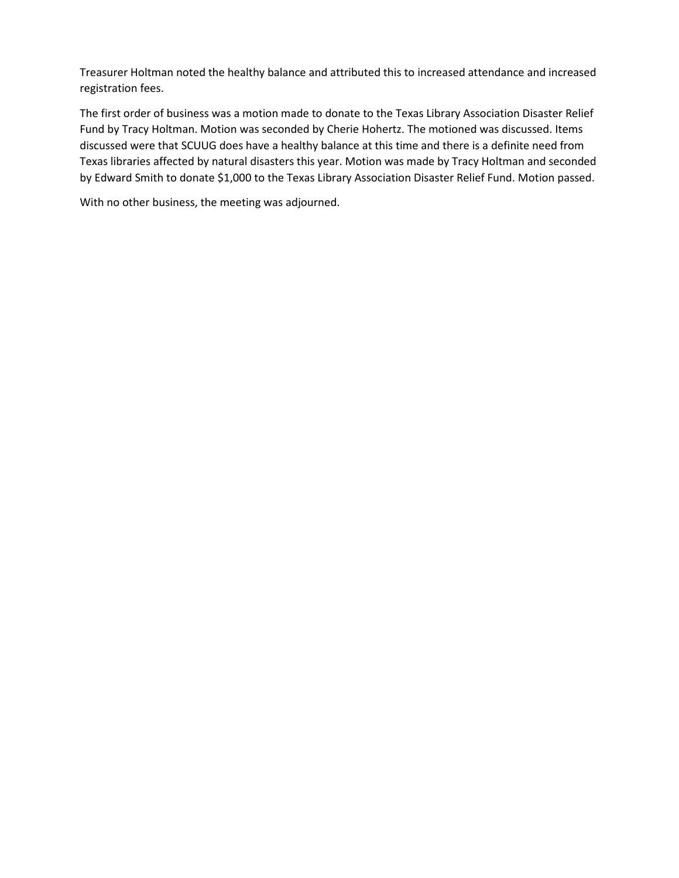Treasurer Holtman noted the healthy balance and attributed this to increased attendance and increased registration fees.

The first order of business was a motion made to donate to the Texas Library Association Disaster Relief Fund by Tracy Holtman. Motion was seconded by Cherie Hohertz. The motioned was discussed. Items discussed were that SCUUG does have a healthy balance at this time and there is a definite need from Texas libraries affected by natural disasters this year. Motion was made by Tracy Holtman and seconded by Edward Smith to donate $1,000 to the Texas Library Association Disaster Relief Fund. Motion passed.

With no other business, the meeting was adjourned.